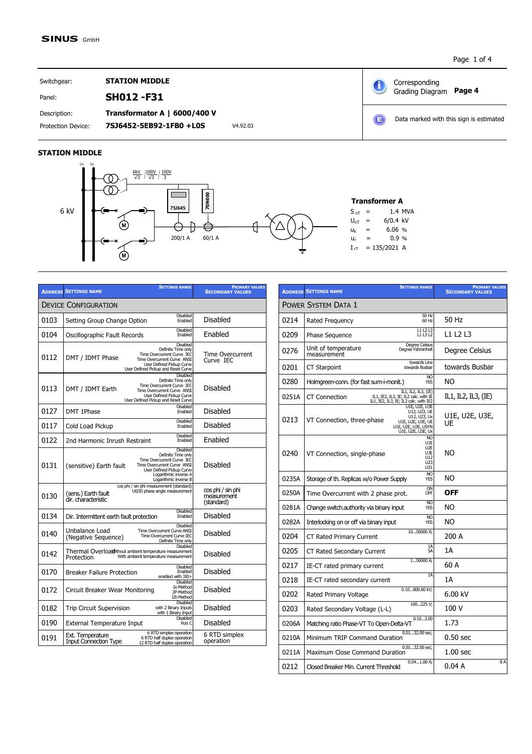SINUS GmbH

| | |
|---|---|
| Switchgear: | **STATION MIDDLE** |
| Panel: | **SH012 -F31** |
| Description: | **Transformator A \| 6000/400 V** |
| Protection Device: | **7SJ6452-5EB92-1FB0 +L0S** V4.92.03 |

Corresponding Grading Diagram **Page 4**

Data marked with this sign is estimated

## STATION MIDDLE

D1 D2

6 kV

$\frac{6kV}{\sqrt{3}}$ / $\frac{100V}{\sqrt{3}}$ / $\frac{100V}{3}$

7SJ645  7SN600

200/1 A  60/1 A

**Transformer A**

$S_{nT}$ = 1.4 MVA
$U_{nT}$ = 6/0.4 kV
$u_k$ = 6.06 %
$u_r$ = 0.9 %
$I_{rT}$ = 135/2021 A

| Address | Settings Name | Settings Range | Primary Values / Secondary Values |
|---|---|---|---|
| **Device Configuration** | | | |
| 0103 | Setting Group Change Option | Disabled, Enabled | Disabled |
| 0104 | Oscillographic Fault Records | Disabled, Enabled | Enabled |
| 0112 | DMT / IDMT Phase | Disabled, Definite Time only, Time Overcurrent Curve IEC, Time Overcurrent Curve ANSI, User Defined Pickup Curve, User Defined Pickup and Reset Curve | Time Overcurrent Curve IEC |
| 0113 | DMT / IDMT Earth | Disabled, Definite Time only, Time Overcurrent Curve IEC, Time Overcurrent Curve ANSI, User Defined Pickup Curve, User Defined Pickup and Reset Curve | Disabled |
| 0127 | DMT 1Phase | Disabled, Enabled | Disabled |
| 0117 | Cold Load Pickup | Disabled, Enabled | Disabled |
| 0122 | 2nd Harmonic Inrush Restraint | Disabled, Enabled | Enabled |
| 0131 | (sensitive) Earth fault | Disabled, Definite Time only, Time Overcurrent Curve IEC, Time Overcurrent Curve ANSI, User Defined Pickup Curve, Logarithmic inverse A, Logarithmic inverse B | Disabled |
| 0130 | (sens.) Earth fault dir. characteristic | cos phi / sin phi measurement (standard), U0/I0 phase angle measurement | cos phi / sin phi measurement (standard) |
| 0134 | Dir. Intermittent earth fault protection | Disabled, Enabled | Disabled |
| 0140 | Unbalance Load (Negative Sequence) | Disabled, Time Overcurrent Curve ANSI, Time Overcurrent Curve IEC, Definite Time only | Disabled |
| 0142 | Thermal Overload Protection | Disabled, without ambient temperature measurement, With ambient temperature measurement | Disabled |
| 0170 | Breaker Failure Protection | Disabled, Enabled, enabled with 3I0> | Disabled |
| 0172 | Circuit Breaker Wear Monitoring | Disabled, Ix-Method, 2P-Method, I2t-Method | Disabled |
| 0182 | Trip Circuit Supervision | Disabled, with 2 Binary Inputs, with 1 Binary Input | Disabled |
| 0190 | External Temperature Input | Disabled, Port C | Disabled |
| 0191 | Ext. Temperature Input Connection Type | 6 RTD simplex operation, 6 RTD half duplex operation, 12 RTD half duplex operation | 6 RTD simplex operation |

| Address | Settings Name | Settings Range | Primary Values / Secondary Values |
|---|---|---|---|
| **Power System Data 1** | | | |
| 0214 | Rated Frequency | 50 Hz, 60 Hz | 50 Hz |
| 0209 | Phase Sequence | L1 L2 L3, L1 L3 L2 | L1 L2 L3 |
| 0276 | Unit of temperature measurement | Degree Celsius, Degree Fahrenheit | Degree Celsius |
| 0201 | CT Starpoint | towards Line, towards Busbar | towards Busbar |
| 0280 | Holmgreen-conn. (for fast sum-i-monit.) | NO, YES | NO |
| 0251A | CT Connection | IL1, IL2, IL3, (IE); IL1, IE2, IL3, IE; IL2 calc. with IE; IL1, IE2, IL3, IE; IL2 calc. with IE2 | IL1, IL2, IL3, (IE) |
| 0213 | VT Connection, three-phase | U1E, U2E, U3E; U12, U23, UE; U12, U23, Ux; U1E, U2E, U3E, UE; U1E, U2E, U3E, USYN; U1E, U2E, U3E, Ux | U1E, U2E, U3E, UE |
| 0240 | VT Connection, single-phase | NO, U1E, U2E, U3E, U12, U23, U31 | NO |
| 0235A | Storage of th. Replicas w/o Power Supply | NO, YES | NO |
| 0250A | Time Overcurrent with 2 phase prot. | ON, OFF | **OFF** |
| 0281A | Change switch.authority via binary input | NO, YES | NO |
| 0282A | Interlocking on or off via binary input | NO, YES | NO |
| 0204 | CT Rated Primary Current | 10...50000 A; | 200 A |
| 0205 | CT Rated Secondary Current | 1A, 5A | 1A |
| 0217 | IE-CT rated primary current | 1...50000 A; | 60 A |
| 0218 | IE-CT rated secondary current | 1A | 1A |
| 0202 | Rated Primary Voltage | 0.10...800.00 kV; | 6.00 kV |
| 0203 | Rated Secondary Voltage (L-L) | 100...225 V; | 100 V |
| 0206A | Matching ratio Phase-VT To Open-Delta-VT | 0.10...3.00 | 1.73 |
| 0210A | Minimum TRIP Command Duration | 0.01...32.00 sec; | 0.50 sec |
| 0211A | Maximum Close Command Duration | 0.01...32.00 sec; | 1.00 sec |
| 0212 | Closed Breaker Min. Current Threshold | 0.04...1.00 A; | 0.04 A (8 A) |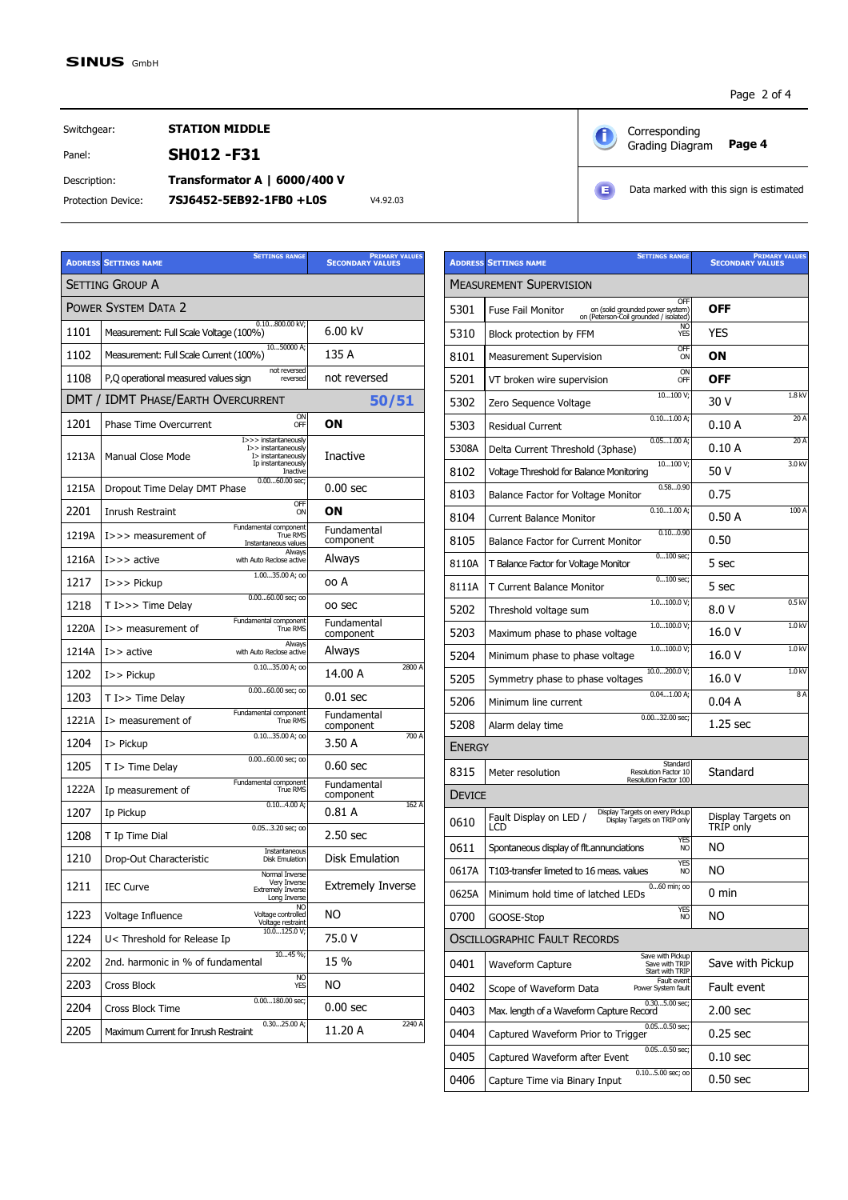**SINUS** GmbH

| | | |
|---|---|---|
| Switchgear: | **STATION MIDDLE** | |
| Panel: | **SH012 -F31** | |
| Description: | **Transformator A \| 6000/400 V** | |
| Protection Device: | **7SJ6452-5EB92-1FB0 +L0S** | V4.92.03 |

Corresponding Grading Diagram **Page 4**

Data marked with this sign is estimated

| Address | Settings Name | Settings Range | Secondary Values | Primary Values |
|---|---|---|---|---|
| **Setting Group A** | | | | |
| **Power System Data 2** | | | | |
| 1101 | Measurement: Full Scale Voltage (100%) | 0.10...800.00 kV; | 6.00 kV | |
| 1102 | Measurement: Full Scale Current (100%) | 10...50000 A; | 135 A | |
| 1108 | P,Q operational measured values sign | not reversed / reversed | not reversed | |
| **DMT / IDMT Phase/Earth Overcurrent** | | | **50/51** | |
| 1201 | Phase Time Overcurrent | ON / OFF | **ON** | |
| 1213A | Manual Close Mode | I>>> instantaneously / I>> instantaneously / I> instantaneously / Ip instantaneously / Inactive | Inactive | |
| 1215A | Dropout Time Delay DMT Phase | 0.00...60.00 sec; | 0.00 sec | |
| 2201 | Inrush Restraint | OFF / ON | **ON** | |
| 1219A | I>>> measurement of | Fundamental component / True RMS / Instantaneous values | Fundamental component | |
| 1216A | I>>> active | Always / with Auto Reclose active | Always | |
| 1217 | I>>> Pickup | 1.00...35.00 A; oo | oo A | |
| 1218 | T I>>> Time Delay | 0.00...60.00 sec; oo | oo sec | |
| 1220A | I>> measurement of | Fundamental component / True RMS | Fundamental component | |
| 1214A | I>> active | Always / with Auto Reclose active | Always | |
| 1202 | I>> Pickup | 0.10...35.00 A; oo | 14.00 A | 2800 A |
| 1203 | T I>> Time Delay | 0.00...60.00 sec; oo | 0.01 sec | |
| 1221A | I> measurement of | Fundamental component / True RMS | Fundamental component | |
| 1204 | I> Pickup | 0.10...35.00 A; oo | 3.50 A | 700 A |
| 1205 | T I> Time Delay | 0.00...60.00 sec; oo | 0.60 sec | |
| 1222A | Ip measurement of | Fundamental component / True RMS | Fundamental component | |
| 1207 | Ip Pickup | 0.10...4.00 A; | 0.81 A | 162 A |
| 1208 | T Ip Time Dial | 0.05...3.20 sec; oo | 2.50 sec | |
| 1210 | Drop-Out Characteristic | Instantaneous / Disk Emulation | Disk Emulation | |
| 1211 | IEC Curve | Normal Inverse / Very Inverse / Extremely Inverse / Long Inverse | Extremely Inverse | |
| 1223 | Voltage Influence | NO / Voltage controlled / Voltage restraint | NO | |
| 1224 | U< Threshold for Release Ip | 10.0...125.0 V; | 75.0 V | |
| 2202 | 2nd. harmonic in % of fundamental | 10...45 %; | 15 % | |
| 2203 | Cross Block | NO / YES | NO | |
| 2204 | Cross Block Time | 0.00...180.00 sec; | 0.00 sec | |
| 2205 | Maximum Current for Inrush Restraint | 0.30...25.00 A; | 11.20 A | 2240 A |

| Address | Settings Name | Settings Range | Secondary Values | Primary Values |
|---|---|---|---|---|
| **Measurement Supervision** | | | | |
| 5301 | Fuse Fail Monitor | OFF / on (solid grounded power system) / on (Peterson-Coil grounded / isolated) | **OFF** | |
| 5310 | Block protection by FFM | NO / YES | YES | |
| 8101 | Measurement Supervision | OFF / ON | **ON** | |
| 5201 | VT broken wire supervision | ON / OFF | **OFF** | |
| 5302 | Zero Sequence Voltage | 10...100 V; | 30 V | 1.8 kV |
| 5303 | Residual Current | 0.10...1.00 A; | 0.10 A | 20 A |
| 5308A | Delta Current Threshold (3phase) | 0.05...1.00 A; | 0.10 A | 20 A |
| 8102 | Voltage Threshold for Balance Monitoring | 10...100 V; | 50 V | 3.0 kV |
| 8103 | Balance Factor for Voltage Monitor | 0.58...0.90 | 0.75 | |
| 8104 | Current Balance Monitor | 0.10...1.00 A; | 0.50 A | 100 A |
| 8105 | Balance Factor for Current Monitor | 0.10...0.90 | 0.50 | |
| 8110A | T Balance Factor for Voltage Monitor | 0...100 sec; | 5 sec | |
| 8111A | T Current Balance Monitor | 0...100 sec; | 5 sec | |
| 5202 | Threshold voltage sum | 1.0...100.0 V; | 8.0 V | 0.5 kV |
| 5203 | Maximum phase to phase voltage | 1.0...100.0 V; | 16.0 V | 1.0 kV |
| 5204 | Minimum phase to phase voltage | 1.0...100.0 V; | 16.0 V | 1.0 kV |
| 5205 | Symmetry phase to phase voltages | 10.0...200.0 V; | 16.0 V | 1.0 kV |
| 5206 | Minimum line current | 0.04...1.00 A; | 0.04 A | 8 A |
| 5208 | Alarm delay time | 0.00...32.00 sec; | 1.25 sec | |
| **Energy** | | | | |
| 8315 | Meter resolution | Standard / Resolution Factor 10 / Resolution Factor 100 | Standard | |
| **Device** | | | | |
| 0610 | Fault Display on LED / LCD | Display Targets on every Pickup / Display Targets on TRIP only | Display Targets on TRIP only | |
| 0611 | Spontaneous display of flt.annunciations | YES / NO | NO | |
| 0617A | T103-transfer limeted to 16 meas. values | YES / NO | NO | |
| 0625A | Minimum hold time of latched LEDs | 0...60 min; oo | 0 min | |
| 0700 | GOOSE-Stop | YES / NO | NO | |
| **Oscillographic Fault Records** | | | | |
| 0401 | Waveform Capture | Save with Pickup / Save with TRIP / Start with TRIP | Save with Pickup | |
| 0402 | Scope of Waveform Data | Fault event / Power System fault | Fault event | |
| 0403 | Max. length of a Waveform Capture Record | 0.30...5.00 sec; | 2.00 sec | |
| 0404 | Captured Waveform Prior to Trigger | 0.05...0.50 sec; | 0.25 sec | |
| 0405 | Captured Waveform after Event | 0.05...0.50 sec; | 0.10 sec | |
| 0406 | Capture Time via Binary Input | 0.10...5.00 sec; oo | 0.50 sec | |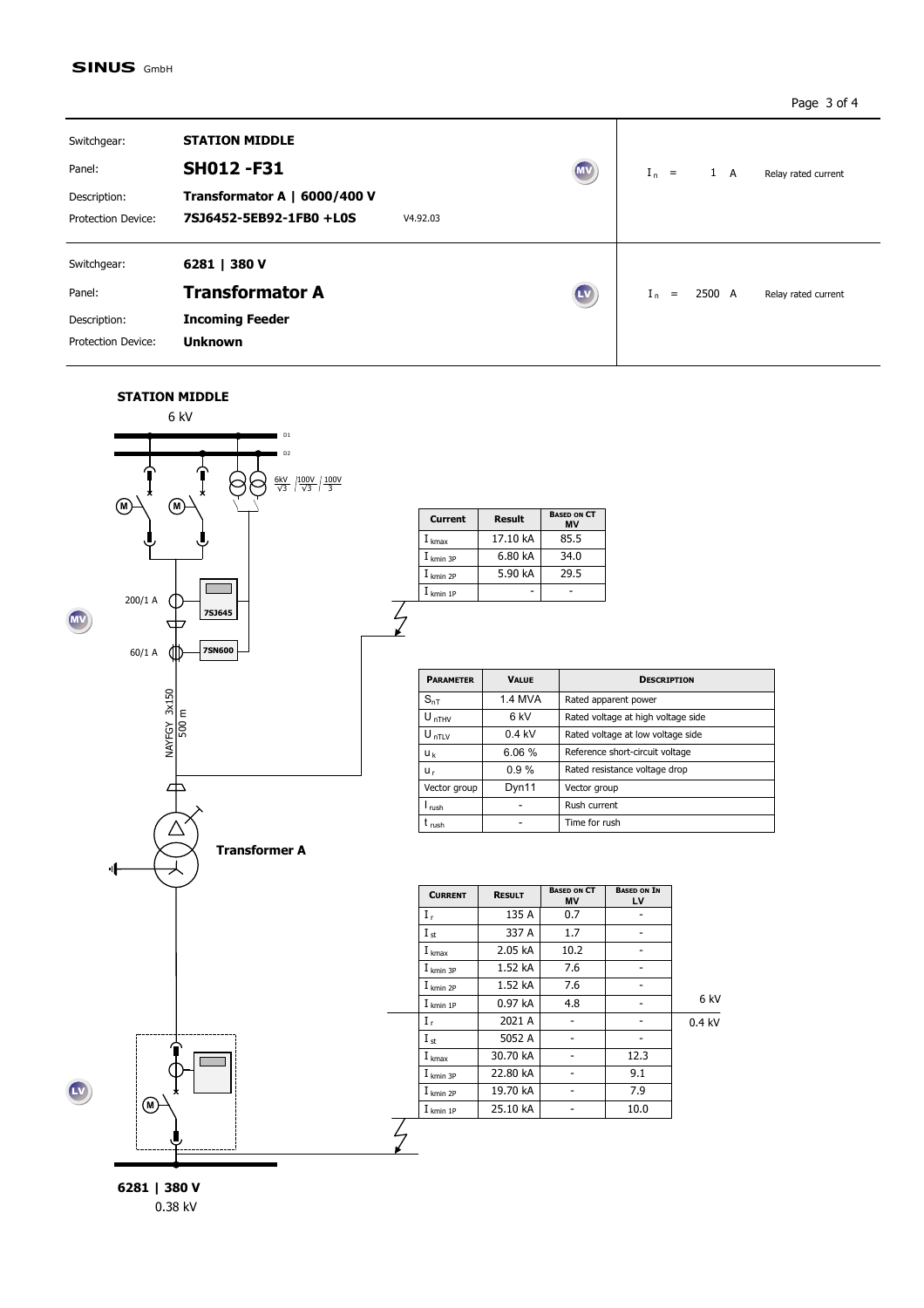**SINUS** GmbH

| | | |
|---|---|---|
| Switchgear: | **STATION MIDDLE** | |
| Panel: | **SH012 -F31** | $I_n$ = 1 A Relay rated current |
| Description: | **Transformator A \| 6000/400 V** | |
| Protection Device: | **7SJ6452-5EB92-1FB0 +L0S** V4.92.03 | |

| | | |
|---|---|---|
| Switchgear: | **6281 \| 380 V** | |
| Panel: | **Transformator A** | $I_n$ = 2500 A Relay rated current |
| Description: | **Incoming Feeder** | |
| Protection Device: | **Unknown** | |

**STATION MIDDLE**

6 kV

D1, D2

$\frac{6kV}{\sqrt{3}} / \frac{100V}{\sqrt{3}} / \frac{100V}{3}$

200/1 A — 7SJ645

60/1 A — 7SN600

NAYFGY 3x150 500 m

**Transformer A**

| Current | Result | Based on CT MV |
|---|---|---|
| $I_{kmax}$ | 17.10 kA | 85.5 |
| $I_{kmin\ 3P}$ | 6.80 kA | 34.0 |
| $I_{kmin\ 2P}$ | 5.90 kA | 29.5 |
| $I_{kmin\ 1P}$ | - | - |

| Parameter | Value | Description |
|---|---|---|
| $S_{nT}$ | 1.4 MVA | Rated apparent power |
| $U_{nTHV}$ | 6 kV | Rated voltage at high voltage side |
| $U_{nTLV}$ | 0.4 kV | Rated voltage at low voltage side |
| $u_k$ | 6.06 % | Reference short-circuit voltage |
| $u_r$ | 0.9 % | Rated resistance voltage drop |
| Vector group | Dyn11 | Vector group |
| $I_{rush}$ | - | Rush current |
| $t_{rush}$ | - | Time for rush |

| Current | Result | Based on CT MV | Based on In LV | |
|---|---|---|---|---|
| $I_r$ | 135 A | 0.7 | - | 6 kV |
| $I_{st}$ | 337 A | 1.7 | - | |
| $I_{kmax}$ | 2.05 kA | 10.2 | - | |
| $I_{kmin\ 3P}$ | 1.52 kA | 7.6 | - | |
| $I_{kmin\ 2P}$ | 1.52 kA | 7.6 | - | |
| $I_{kmin\ 1P}$ | 0.97 kA | 4.8 | - | |
| $I_r$ | 2021 A | - | - | 0.4 kV |
| $I_{st}$ | 5052 A | - | - | |
| $I_{kmax}$ | 30.70 kA | - | 12.3 | |
| $I_{kmin\ 3P}$ | 22.80 kA | - | 9.1 | |
| $I_{kmin\ 2P}$ | 19.70 kA | - | 7.9 | |
| $I_{kmin\ 1P}$ | 25.10 kA | - | 10.0 | |

**6281 | 380 V**

0.38 kV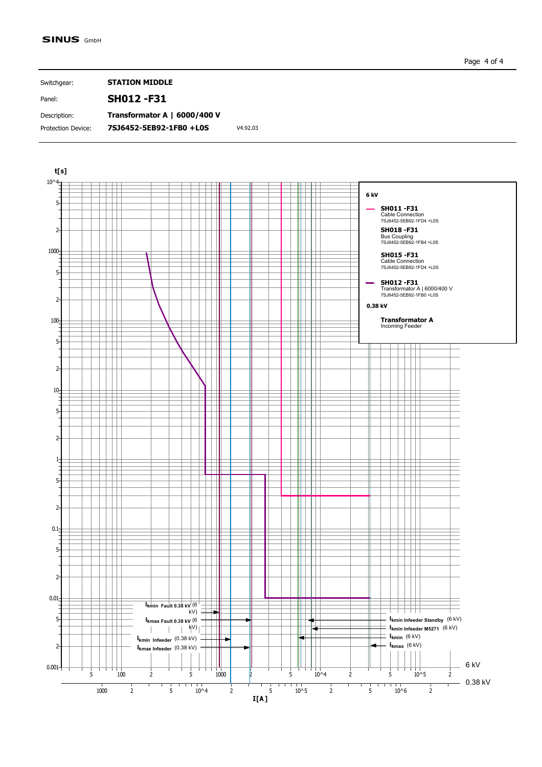SINUS GmbH

| | |
|---|---|
| Switchgear: | **STATION MIDDLE** |
| Panel: | **SH012 -F31** |
| Description: | **Transformator A \| 6000/400 V** |
| Protection Device: | **7SJ6452-5EB92-1FB0 +L0S** V4.92.03 |

t[s]

10^4
5
2
1000
5
2
100
5
2
10
5
2
1
5
2
0.1
5
2
0.01
5
2
0.001

6 kV

**SH011 -F31**
Cable Connection
7SJ6452-5EB92-1FD4 +L0S

**SH018 -F31**
Bus Coupling
7SJ6452-5EB92-1FB4 +L0S

**SH015 -F31**
Cable Connection
7SJ6452-5EB92-1FD4 +L0S

**SH012 -F31**
Transformator A | 6000/400 V
7SJ6452-5EB92-1FB0 +L0S

0.38 kV

**Transformator A**
Incoming Feeder

$I_{kmin}$ Fault 0.38 kV (6 kV)

$I_{kmax}$ Fault 0.38 kV (6 kV)

$I_{kmin}$ Infeeder (0.38 kV)

$I_{kmax}$ Infeeder (0.38 kV)

$I_{kmin}$ Infeeder Standby (6 kV)

$I_{kmin}$ Infeeder M5271 (6 kV)

$I_{kmin}$ (6 kV)

$I_{kmax}$ (6 kV)

5 100 2 5 1000 2 5 10^4 2 5 10^5 2 — 6 kV

1000 2 5 10^4 2 5 10^5 2 5 10^6 2 — 0.38 kV

I[A]